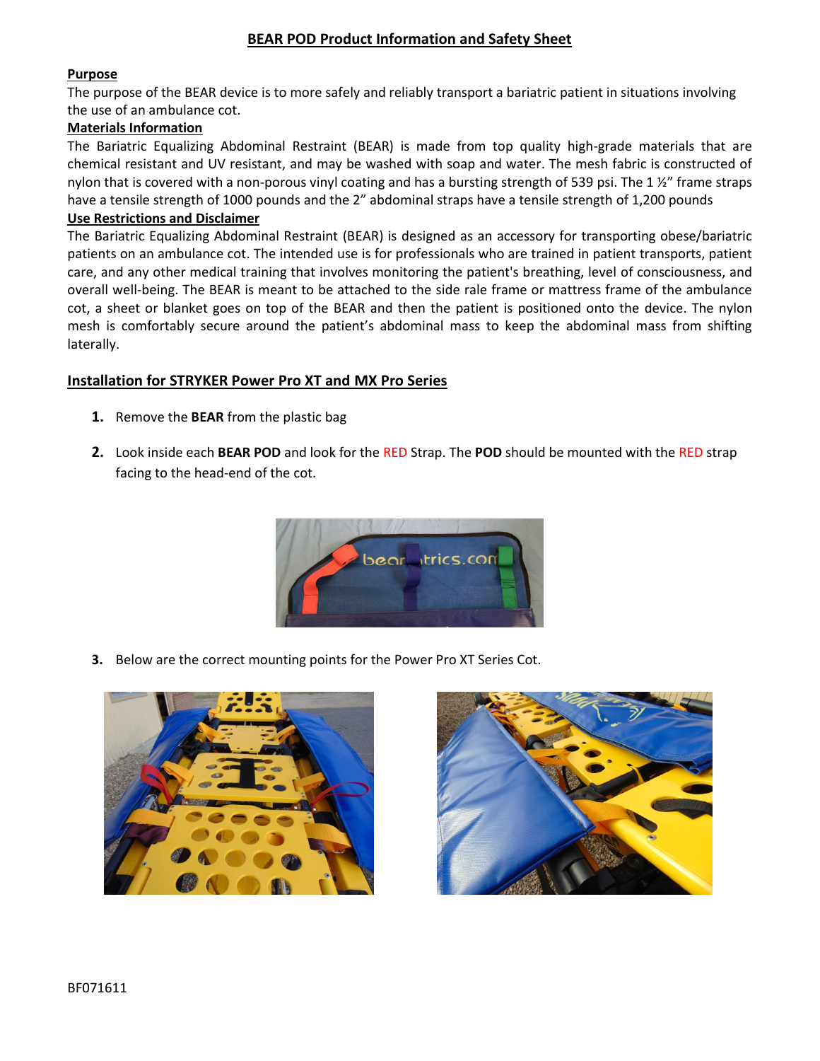# BEAR POD Product Information and Safety Sheet

**Purpose**

The purpose of the BEAR device is to more safely and reliably transport a bariatric patient in situations involving the use of an ambulance cot.

**Materials Information**

The Bariatric Equalizing Abdominal Restraint (BEAR) is made from top quality high-grade materials that are chemical resistant and UV resistant, and may be washed with soap and water. The mesh fabric is constructed of nylon that is covered with a non-porous vinyl coating and has a bursting strength of 539 psi. The 1 ½" frame straps have a tensile strength of 1000 pounds and the 2" abdominal straps have a tensile strength of 1,200 pounds

**Use Restrictions and Disclaimer**

The Bariatric Equalizing Abdominal Restraint (BEAR) is designed as an accessory for transporting obese/bariatric patients on an ambulance cot. The intended use is for professionals who are trained in patient transports, patient care, and any other medical training that involves monitoring the patient's breathing, level of consciousness, and overall well-being. The BEAR is meant to be attached to the side rale frame or mattress frame of the ambulance cot, a sheet or blanket goes on top of the BEAR and then the patient is positioned onto the device. The nylon mesh is comfortably secure around the patient's abdominal mass to keep the abdominal mass from shifting laterally.

## Installation for STRYKER Power Pro XT and MX Pro Series

1. Remove the **BEAR** from the plastic bag
2. Look inside each **BEAR POD** and look for the RED Strap. The **POD** should be mounted with the RED strap facing to the head-end of the cot.
3. Below are the correct mounting points for the Power Pro XT Series Cot.

BF071611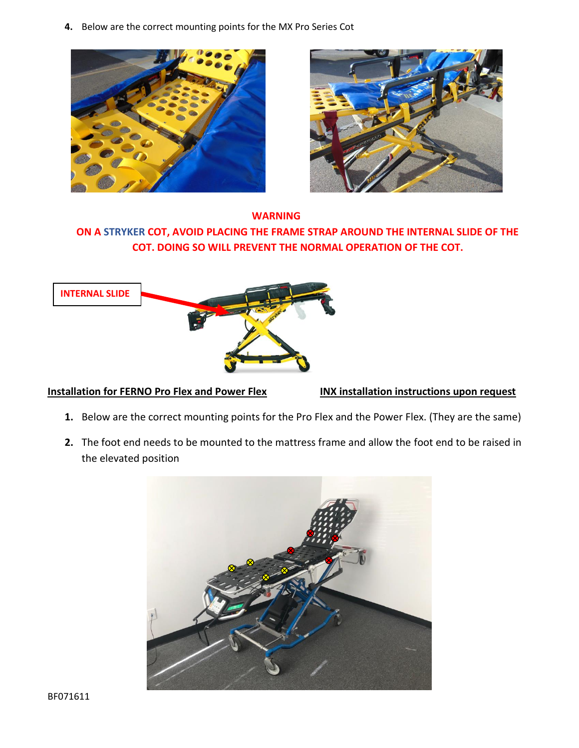4. Below are the correct mounting points for the MX Pro Series Cot

**WARNING**

**ON A STRYKER COT, AVOID PLACING THE FRAME STRAP AROUND THE INTERNAL SLIDE OF THE COT. DOING SO WILL PREVENT THE NORMAL OPERATION OF THE COT.**

**INTERNAL SLIDE**

**Installation for FERNO Pro Flex and Power Flex** **INX installation instructions upon request**

1. Below are the correct mounting points for the Pro Flex and the Power Flex. (They are the same)
2. The foot end needs to be mounted to the mattress frame and allow the foot end to be raised in the elevated position

BF071611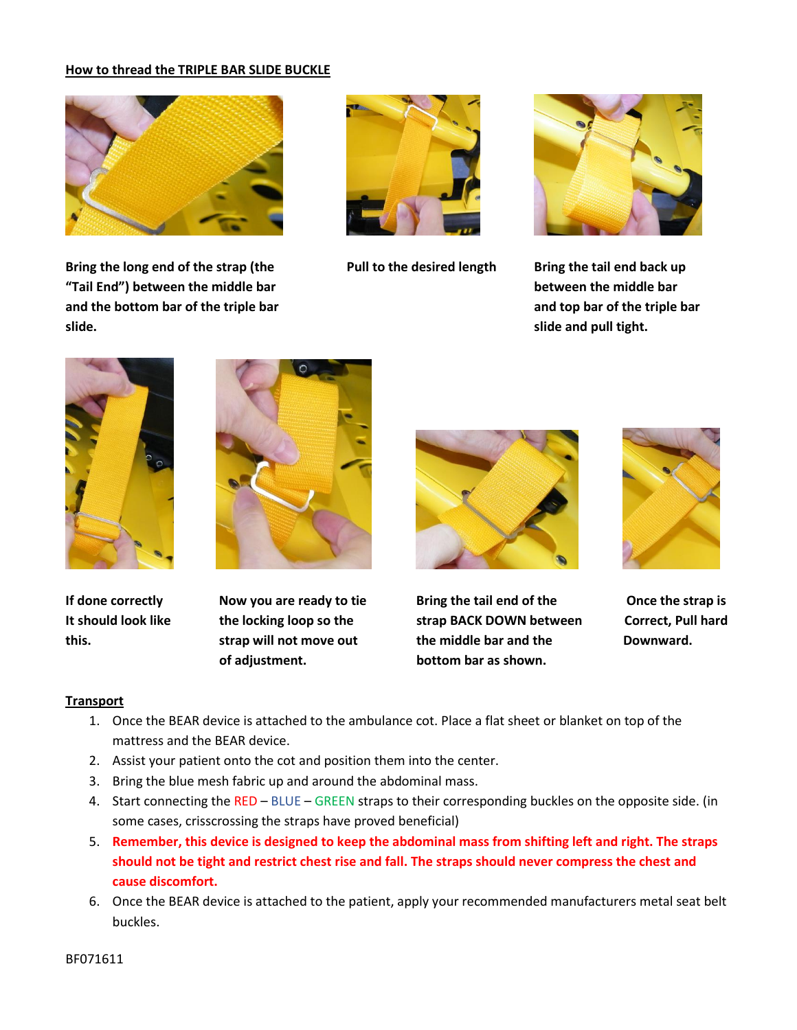## How to thread the TRIPLE BAR SLIDE BUCKLE

**Bring the long end of the strap (the "Tail End") between the middle bar and the bottom bar of the triple bar slide.**

**Pull to the desired length**

**Bring the tail end back up between the middle bar and top bar of the triple bar slide and pull tight.**

**If done correctly It should look like this.**

**Now you are ready to tie the locking loop so the strap will not move out of adjustment.**

**Bring the tail end of the strap BACK DOWN between the middle bar and the bottom bar as shown.**

**Once the strap is Correct, Pull hard Downward.**

## Transport

1. Once the BEAR device is attached to the ambulance cot. Place a flat sheet or blanket on top of the mattress and the BEAR device.
2. Assist your patient onto the cot and position them into the center.
3. Bring the blue mesh fabric up and around the abdominal mass.
4. Start connecting the RED – BLUE – GREEN straps to their corresponding buckles on the opposite side. (in some cases, crisscrossing the straps have proved beneficial)
5. **Remember, this device is designed to keep the abdominal mass from shifting left and right. The straps should not be tight and restrict chest rise and fall. The straps should never compress the chest and cause discomfort.**
6. Once the BEAR device is attached to the patient, apply your recommended manufacturers metal seat belt buckles.

BF071611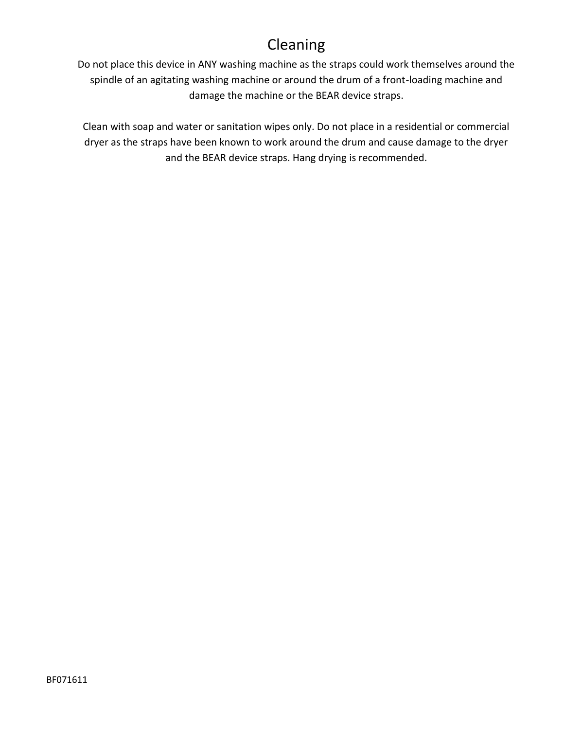# Cleaning

Do not place this device in ANY washing machine as the straps could work themselves around the spindle of an agitating washing machine or around the drum of a front-loading machine and damage the machine or the BEAR device straps.

Clean with soap and water or sanitation wipes only. Do not place in a residential or commercial dryer as the straps have been known to work around the drum and cause damage to the dryer and the BEAR device straps. Hang drying is recommended.

BF071611